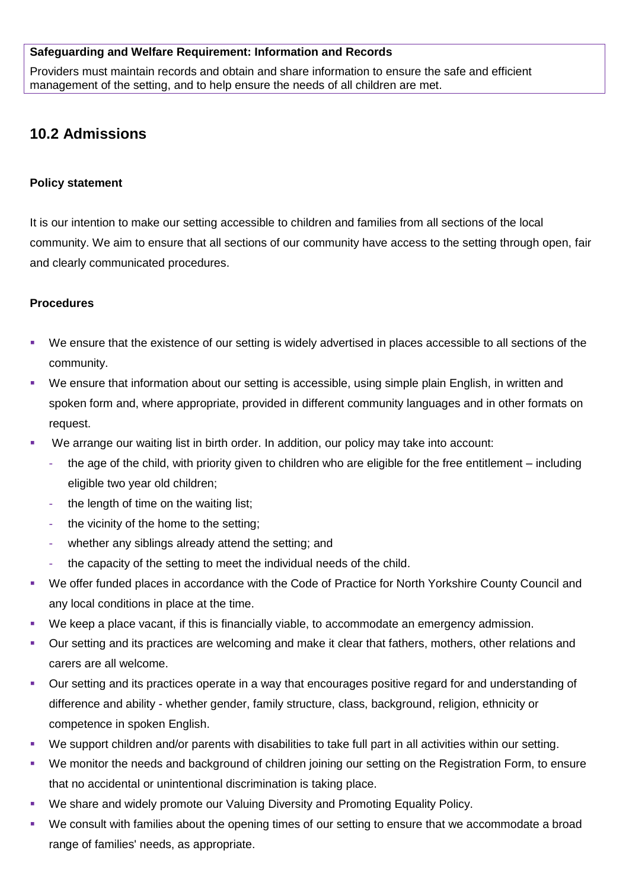**Safeguarding and Welfare Requirement: Information and Records**

Providers must maintain records and obtain and share information to ensure the safe and efficient management of the setting, and to help ensure the needs of all children are met.

## 10.2 Admissions

**Policy statement**

It is our intention to make our setting accessible to children and families from all sections of the local community. We aim to ensure that all sections of our community have access to the setting through open, fair and clearly communicated procedures.

**Procedures**

- We ensure that the existence of our setting is widely advertised in places accessible to all sections of the community.
- We ensure that information about our setting is accessible, using simple plain English, in written and spoken form and, where appropriate, provided in different community languages and in other formats on request.
- We arrange our waiting list in birth order. In addition, our policy may take into account:
  - the age of the child, with priority given to children who are eligible for the free entitlement – including eligible two year old children;
  - the length of time on the waiting list;
  - the vicinity of the home to the setting;
  - whether any siblings already attend the setting; and
  - the capacity of the setting to meet the individual needs of the child.
- We offer funded places in accordance with the Code of Practice for North Yorkshire County Council and any local conditions in place at the time.
- We keep a place vacant, if this is financially viable, to accommodate an emergency admission.
- Our setting and its practices are welcoming and make it clear that fathers, mothers, other relations and carers are all welcome.
- Our setting and its practices operate in a way that encourages positive regard for and understanding of difference and ability - whether gender, family structure, class, background, religion, ethnicity or competence in spoken English.
- We support children and/or parents with disabilities to take full part in all activities within our setting.
- We monitor the needs and background of children joining our setting on the Registration Form, to ensure that no accidental or unintentional discrimination is taking place.
- We share and widely promote our Valuing Diversity and Promoting Equality Policy.
- We consult with families about the opening times of our setting to ensure that we accommodate a broad range of families' needs, as appropriate.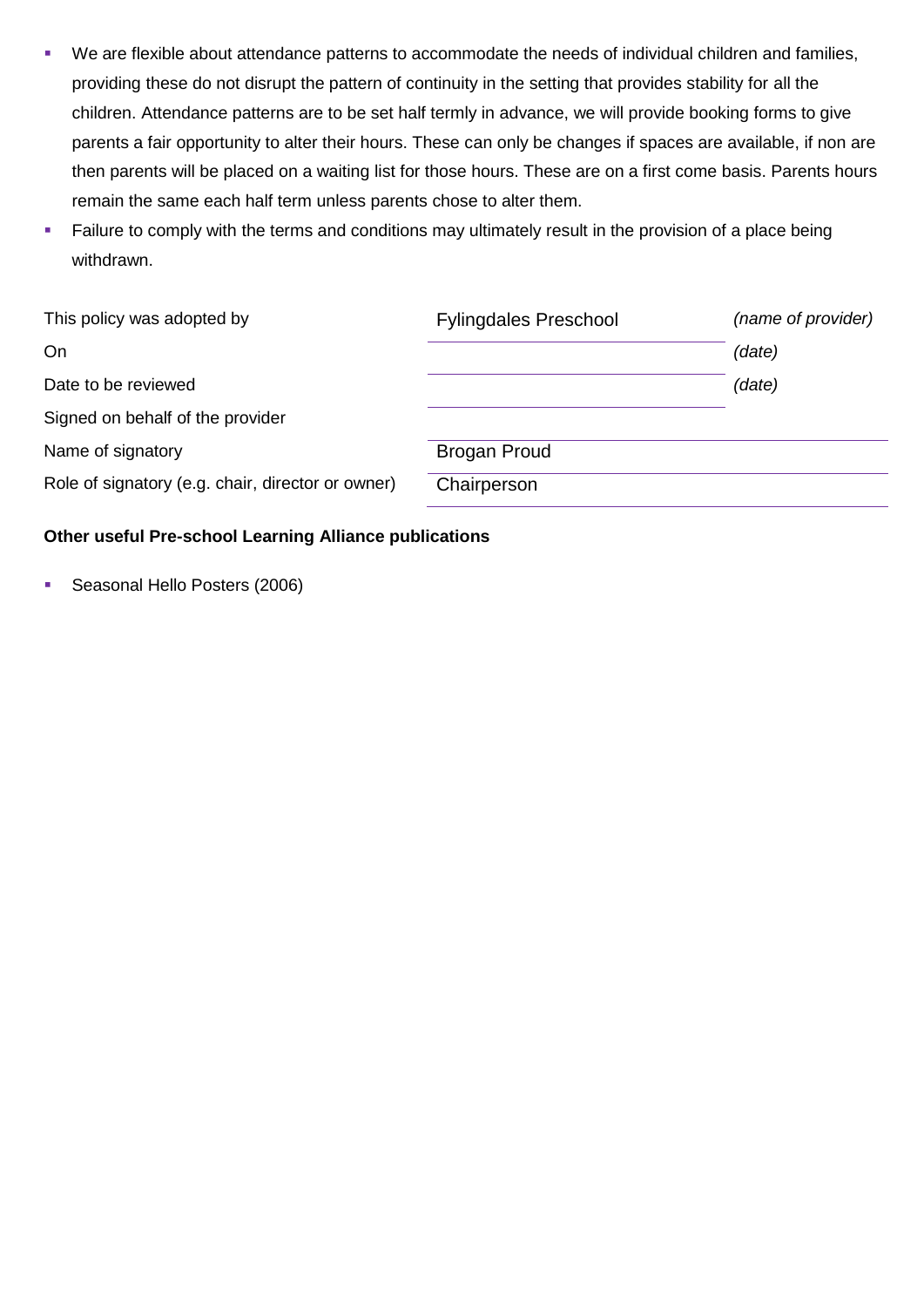- We are flexible about attendance patterns to accommodate the needs of individual children and families, providing these do not disrupt the pattern of continuity in the setting that provides stability for all the children. Attendance patterns are to be set half termly in advance, we will provide booking forms to give parents a fair opportunity to alter their hours. These can only be changes if spaces are available, if non are then parents will be placed on a waiting list for those hours. These are on a first come basis. Parents hours remain the same each half term unless parents chose to alter them.
- Failure to comply with the terms and conditions may ultimately result in the provision of a place being withdrawn.

| | | |
|---|---|---|
| This policy was adopted by | Fylingdales Preschool | *(name of provider)* |
| On | | *(date)* |
| Date to be reviewed | | *(date)* |
| Signed on behalf of the provider | | |
| Name of signatory | Brogan Proud | |
| Role of signatory (e.g. chair, director or owner) | Chairperson | |

**Other useful Pre-school Learning Alliance publications**

- Seasonal Hello Posters (2006)